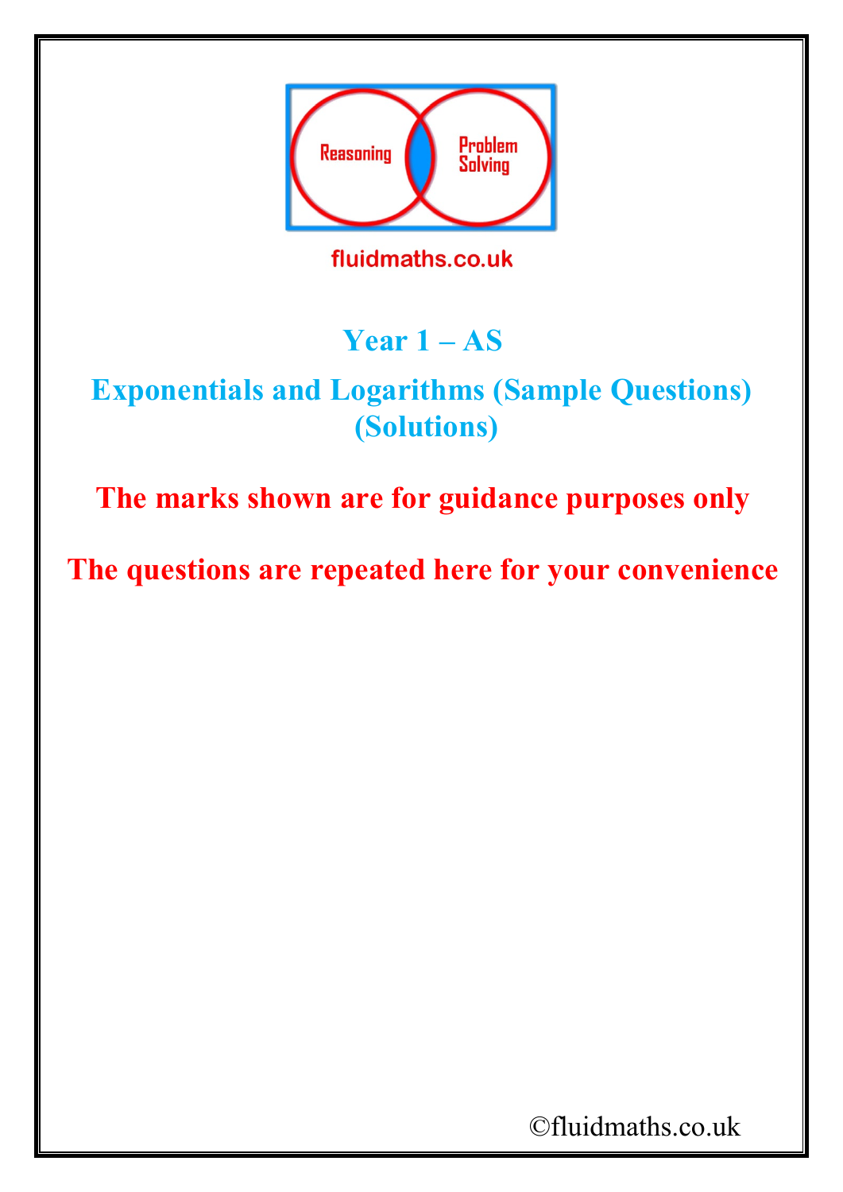Reasoning

Problem Solving

fluidmaths.co.uk

# Year 1 – AS

## Exponentials and Logarithms (Sample Questions) (Solutions)

**The marks shown are for guidance purposes only**

**The questions are repeated here for your convenience**

©fluidmaths.co.uk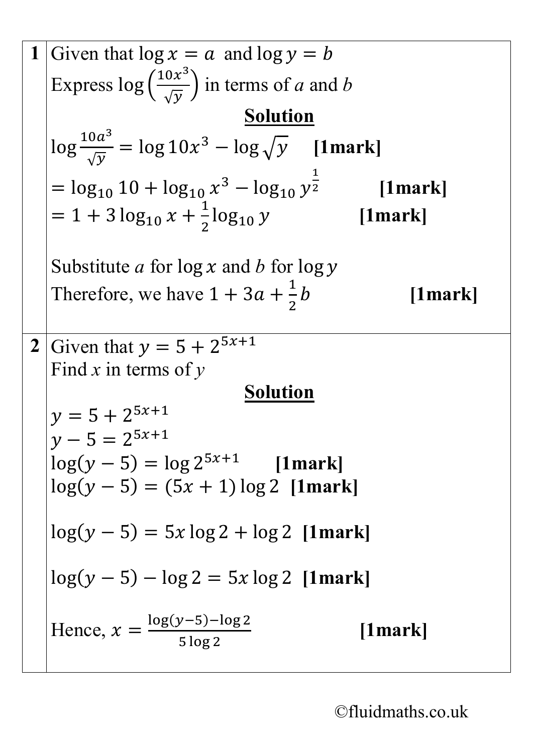| | |
|---|---|
| **1** | Given that $\log x = a$ and $\log y = b$<br>Express $\log\left(\frac{10x^3}{\sqrt{y}}\right)$ in terms of *a* and *b*<br>**Solution**<br>$\log \frac{10a^3}{\sqrt{y}} = \log 10x^3 - \log\sqrt{y}$ **[1mark]**<br>$= \log_{10} 10 + \log_{10} x^3 - \log_{10} y^{\frac{1}{2}}$ **[1mark]**<br>$= 1 + 3\log_{10} x + \frac{1}{2}\log_{10} y$ **[1mark]**<br><br>Substitute *a* for $\log x$ and *b* for $\log y$<br>Therefore, we have $1 + 3a + \frac{1}{2}b$ **[1mark]** |
| **2** | Given that $y = 5 + 2^{5x+1}$<br>Find *x* in terms of *y*<br>**Solution**<br>$y = 5 + 2^{5x+1}$<br>$y - 5 = 2^{5x+1}$<br>$\log(y-5) = \log 2^{5x+1}$ **[1mark]**<br>$\log(y-5) = (5x+1)\log 2$ **[1mark]**<br><br>$\log(y-5) = 5x\log 2 + \log 2$ **[1mark]**<br><br>$\log(y-5) - \log 2 = 5x\log 2$ **[1mark]**<br><br>Hence, $x = \frac{\log(y-5) - \log 2}{5\log 2}$ **[1mark]** |

©fluidmaths.co.uk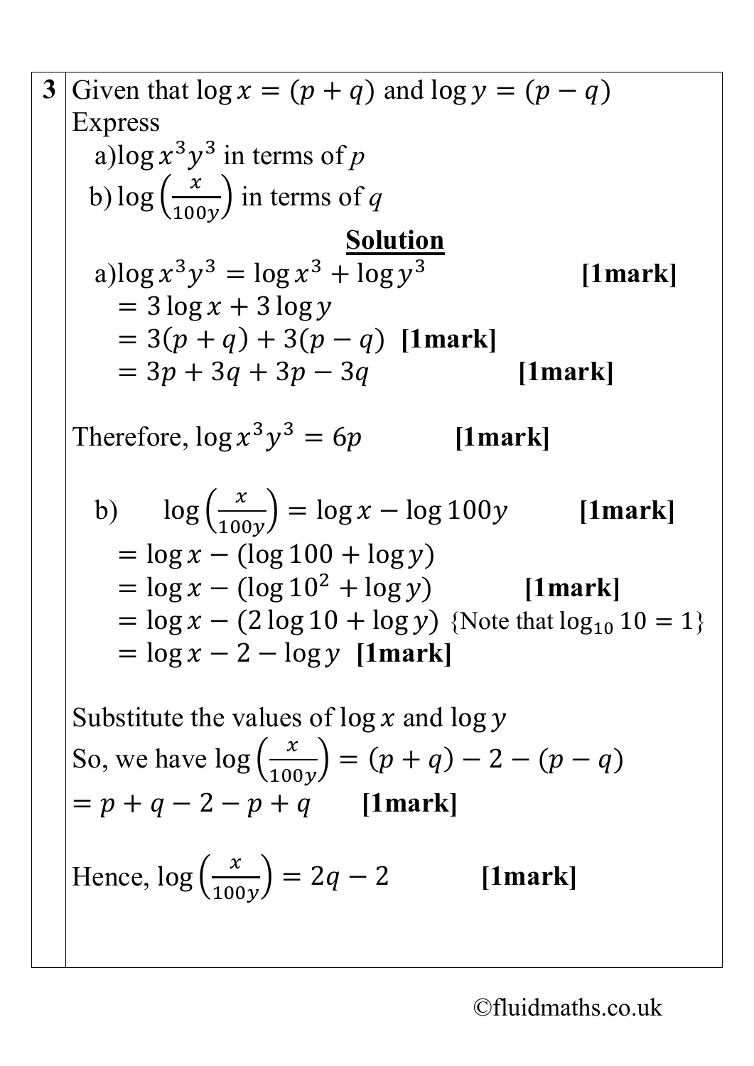**3** Given that $\log x = (p + q)$ and $\log y = (p - q)$

Express

a) $\log x^3y^3$ in terms of $p$

b) $\log\left(\frac{x}{100y}\right)$ in terms of $q$

**Solution**

a) $\log x^3y^3 = \log x^3 + \log y^3$ **[1mark]**

$= 3\log x + 3\log y$

$= 3(p + q) + 3(p - q)$ **[1mark]**

$= 3p + 3q + 3p - 3q$ **[1mark]**

Therefore, $\log x^3y^3 = 6p$ **[1mark]**

b) $\log\left(\frac{x}{100y}\right) = \log x - \log 100y$ **[1mark]**

$= \log x - (\log 100 + \log y)$

$= \log x - (\log 10^2 + \log y)$ **[1mark]**

$= \log x - (2\log 10 + \log y)$ {Note that $\log_{10} 10 = 1$}

$= \log x - 2 - \log y$ **[1mark]**

Substitute the values of $\log x$ and $\log y$

So, we have $\log\left(\frac{x}{100y}\right) = (p + q) - 2 - (p - q)$

$= p + q - 2 - p + q$ **[1mark]**

Hence, $\log\left(\frac{x}{100y}\right) = 2q - 2$ **[1mark]**

©fluidmaths.co.uk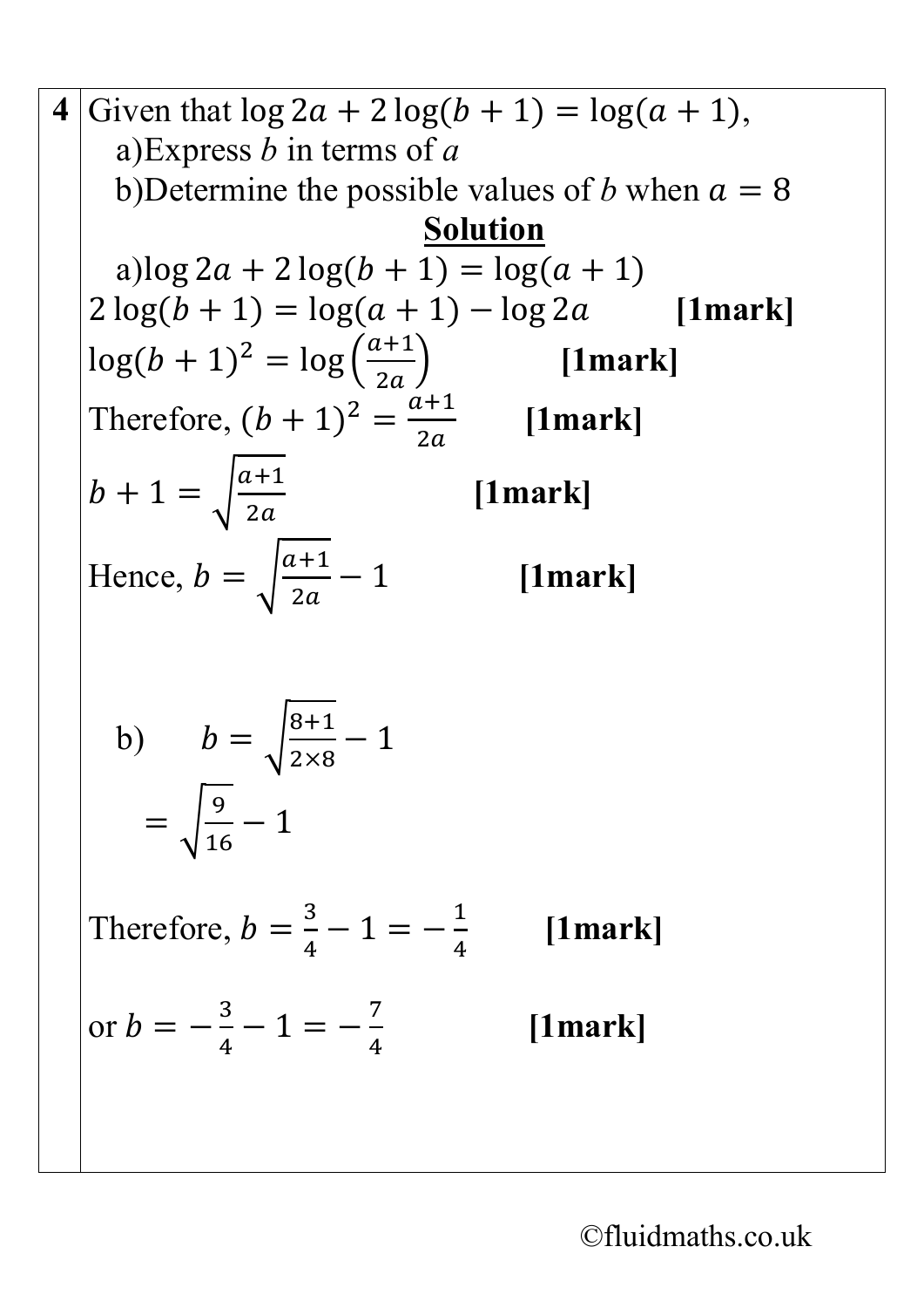**4** Given that $\log 2a + 2\log(b+1) = \log(a+1)$,

a) Express $b$ in terms of $a$

b) Determine the possible values of $b$ when $a = 8$

**Solution**

a) $\log 2a + 2\log(b+1) = \log(a+1)$

$2\log(b+1) = \log(a+1) - \log 2a$ **[1mark]**

$\log(b+1)^2 = \log\left(\frac{a+1}{2a}\right)$ **[1mark]**

Therefore, $(b+1)^2 = \frac{a+1}{2a}$ **[1mark]**

$b + 1 = \sqrt{\frac{a+1}{2a}}$ **[1mark]**

Hence, $b = \sqrt{\frac{a+1}{2a}} - 1$ **[1mark]**

b) $b = \sqrt{\frac{8+1}{2\times 8}} - 1$

$= \sqrt{\frac{9}{16}} - 1$

Therefore, $b = \frac{3}{4} - 1 = -\frac{1}{4}$ **[1mark]**

or $b = -\frac{3}{4} - 1 = -\frac{7}{4}$ **[1mark]**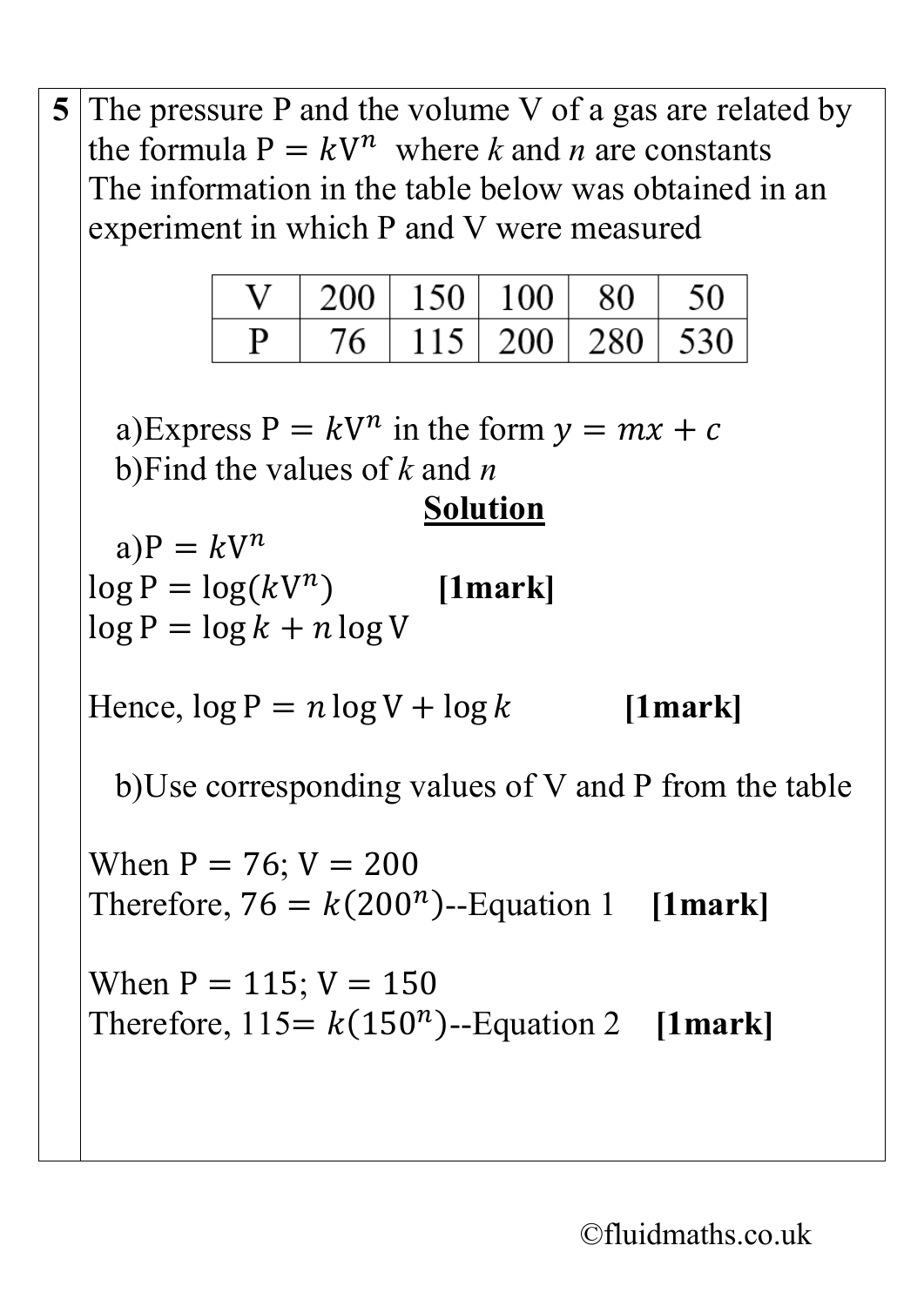**5** The pressure P and the volume V of a gas are related by the formula $\mathrm{P} = k\mathrm{V}^n$ where $k$ and $n$ are constants

The information in the table below was obtained in an experiment in which P and V were measured

| V | 200 | 150 | 100 | 80 | 50 |
|---|---|---|---|---|---|
| P | 76 | 115 | 200 | 280 | 530 |

a)Express $\mathrm{P} = k\mathrm{V}^n$ in the form $y = mx + c$

b)Find the values of $k$ and $n$

**Solution**

a)$\mathrm{P} = k\mathrm{V}^n$

$\log \mathrm{P} = \log(k\mathrm{V}^n)$ **[1mark]**

$\log \mathrm{P} = \log k + n \log \mathrm{V}$

Hence, $\log \mathrm{P} = n \log \mathrm{V} + \log k$ **[1mark]**

b)Use corresponding values of V and P from the table

When $\mathrm{P} = 76$; $\mathrm{V} = 200$

Therefore, $76 = k(200^n)$--Equation 1 **[1mark]**

When $\mathrm{P} = 115$; $\mathrm{V} = 150$

Therefore, $115 = k(150^n)$--Equation 2 **[1mark]**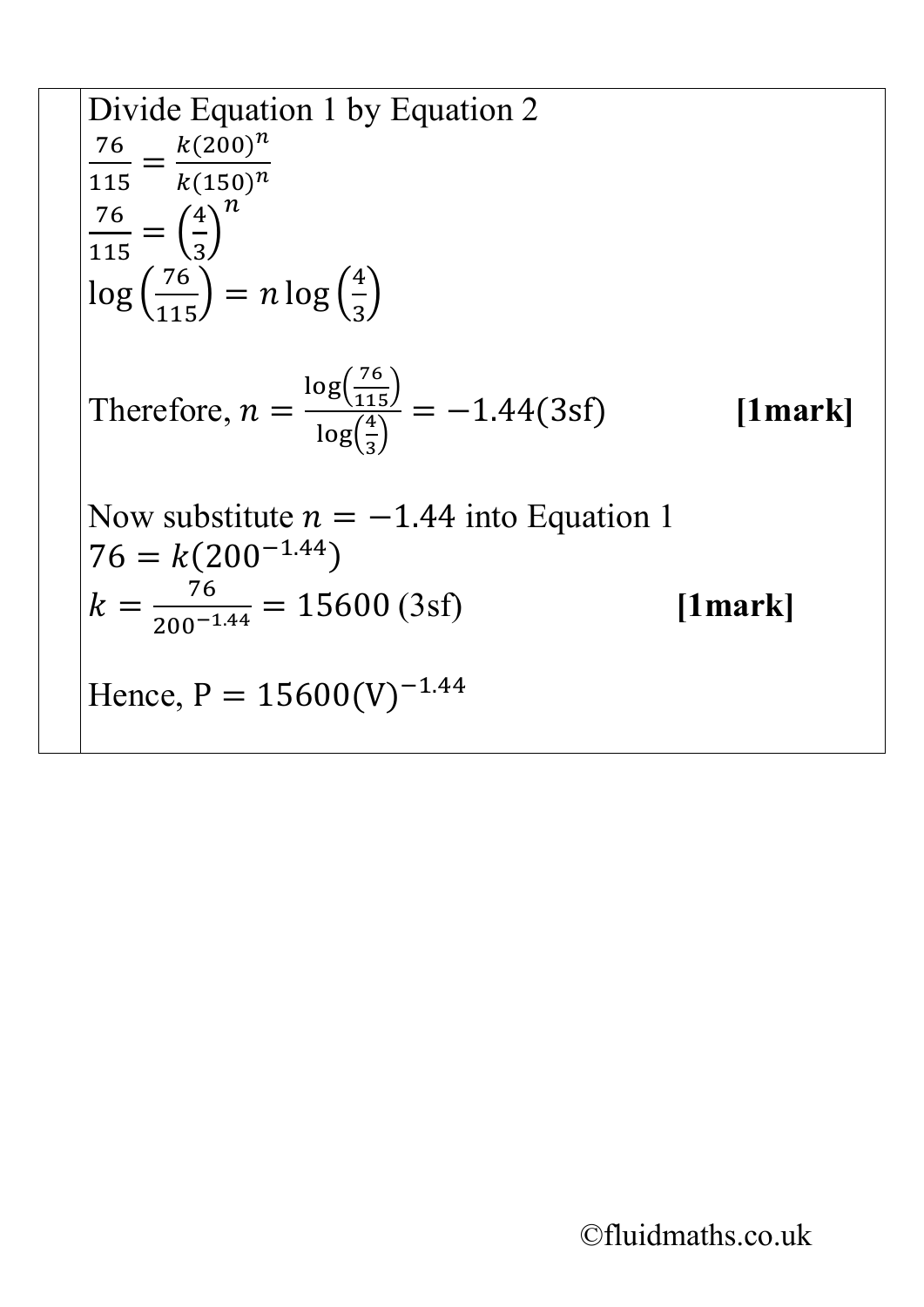Divide Equation 1 by Equation 2

$$\frac{76}{115} = \frac{k(200)^n}{k(150)^n}$$

$$\frac{76}{115} = \left(\frac{4}{3}\right)^n$$

$$\log\left(\frac{76}{115}\right) = n\log\left(\frac{4}{3}\right)$$

Therefore, $n = \frac{\log\left(\frac{76}{115}\right)}{\log\left(\frac{4}{3}\right)} = -1.44$(3sf) **[1mark]**

Now substitute $n = -1.44$ into Equation 1

$$76 = k(200^{-1.44})$$

$k = \frac{76}{200^{-1.44}} = 15600$ (3sf) **[1mark]**

Hence, $\mathrm{P} = 15600(\mathrm{V})^{-1.44}$

©fluidmaths.co.uk